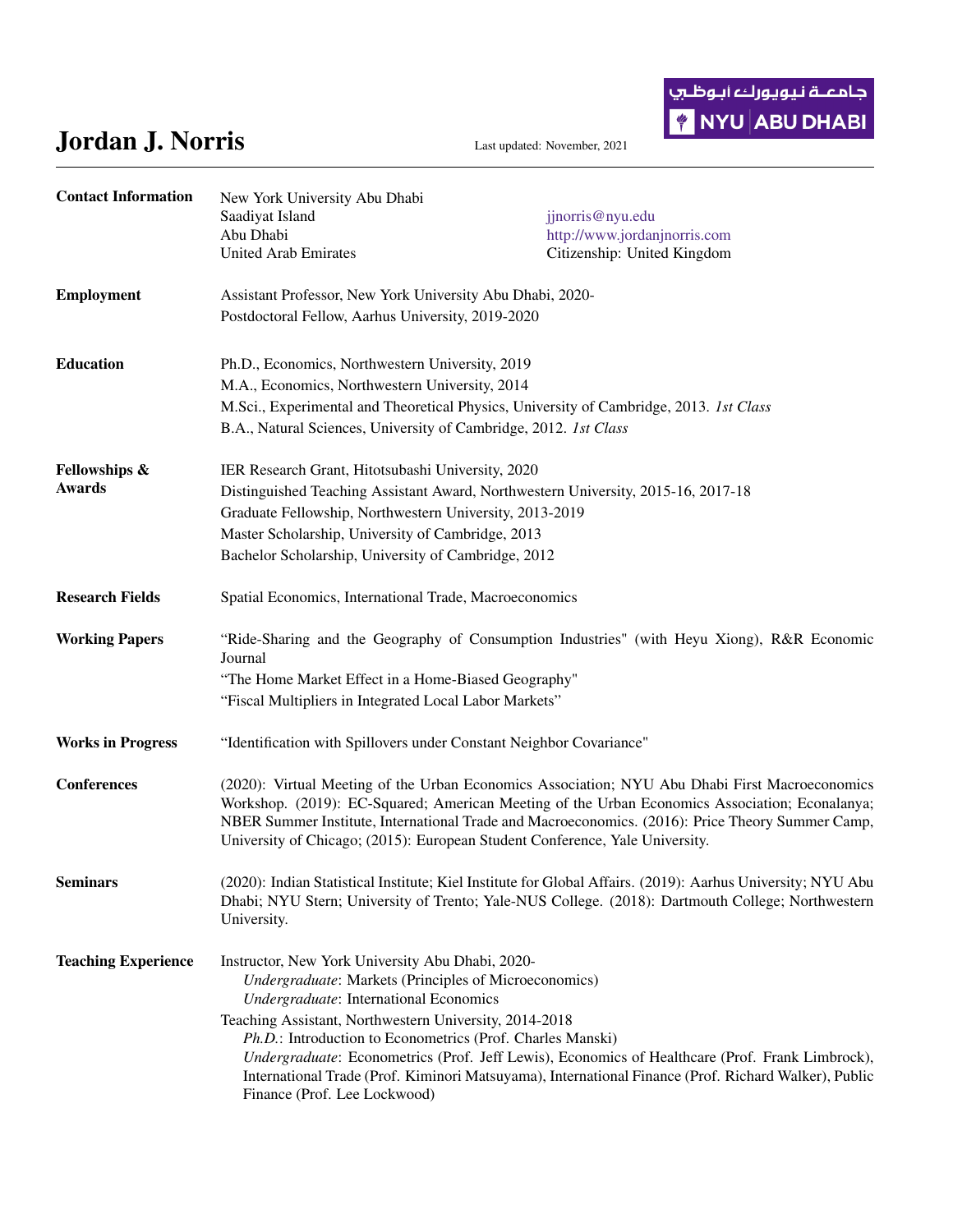# Jordan J. Norris

جامعة نيويورك أبوظبي
NYU | ABU DHABI

Last updated: November, 2021

---

**Contact Information**

New York University Abu Dhabi
Saadiyat Island
Abu Dhabi
United Arab Emirates

jjnorris@nyu.edu
http://www.jordanjnorris.com
Citizenship: United Kingdom

**Employment**

Assistant Professor, New York University Abu Dhabi, 2020-
Postdoctoral Fellow, Aarhus University, 2019-2020

**Education**

Ph.D., Economics, Northwestern University, 2019
M.A., Economics, Northwestern University, 2014
M.Sci., Experimental and Theoretical Physics, University of Cambridge, 2013. *1st Class*
B.A., Natural Sciences, University of Cambridge, 2012. *1st Class*

**Fellowships & Awards**

IER Research Grant, Hitotsubashi University, 2020
Distinguished Teaching Assistant Award, Northwestern University, 2015-16, 2017-18
Graduate Fellowship, Northwestern University, 2013-2019
Master Scholarship, University of Cambridge, 2013
Bachelor Scholarship, University of Cambridge, 2012

**Research Fields**

Spatial Economics, International Trade, Macroeconomics

**Working Papers**

"Ride-Sharing and the Geography of Consumption Industries" (with Heyu Xiong), R&R Economic Journal
"The Home Market Effect in a Home-Biased Geography"
"Fiscal Multipliers in Integrated Local Labor Markets"

**Works in Progress**

"Identification with Spillovers under Constant Neighbor Covariance"

**Conferences**

(2020): Virtual Meeting of the Urban Economics Association; NYU Abu Dhabi First Macroeconomics Workshop. (2019): EC-Squared; American Meeting of the Urban Economics Association; Econalanya; NBER Summer Institute, International Trade and Macroeconomics. (2016): Price Theory Summer Camp, University of Chicago; (2015): European Student Conference, Yale University.

**Seminars**

(2020): Indian Statistical Institute; Kiel Institute for Global Affairs. (2019): Aarhus University; NYU Abu Dhabi; NYU Stern; University of Trento; Yale-NUS College. (2018): Dartmouth College; Northwestern University.

**Teaching Experience**

Instructor, New York University Abu Dhabi, 2020-
- *Undergraduate*: Markets (Principles of Microeconomics)
- *Undergraduate*: International Economics

Teaching Assistant, Northwestern University, 2014-2018
- *Ph.D.*: Introduction to Econometrics (Prof. Charles Manski)
- *Undergraduate*: Econometrics (Prof. Jeff Lewis), Economics of Healthcare (Prof. Frank Limbrock), International Trade (Prof. Kiminori Matsuyama), International Finance (Prof. Richard Walker), Public Finance (Prof. Lee Lockwood)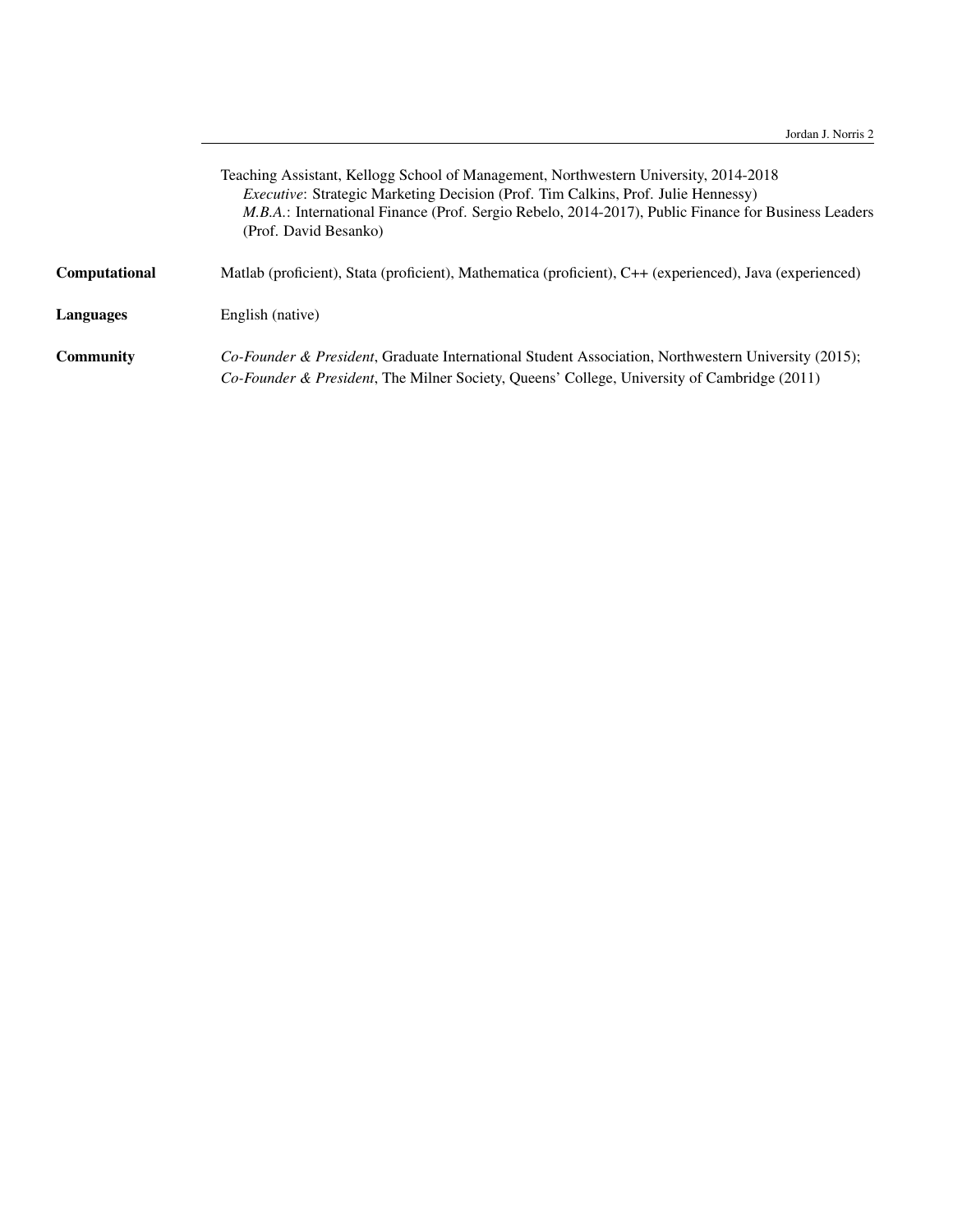Teaching Assistant, Kellogg School of Management, Northwestern University, 2014-2018
*Executive*: Strategic Marketing Decision (Prof. Tim Calkins, Prof. Julie Hennessy)
*M.B.A.*: International Finance (Prof. Sergio Rebelo, 2014-2017), Public Finance for Business Leaders (Prof. David Besanko)

**Computational** Matlab (proficient), Stata (proficient), Mathematica (proficient), C++ (experienced), Java (experienced)

**Languages** English (native)

**Community** *Co-Founder & President*, Graduate International Student Association, Northwestern University (2015);
*Co-Founder & President*, The Milner Society, Queens' College, University of Cambridge (2011)